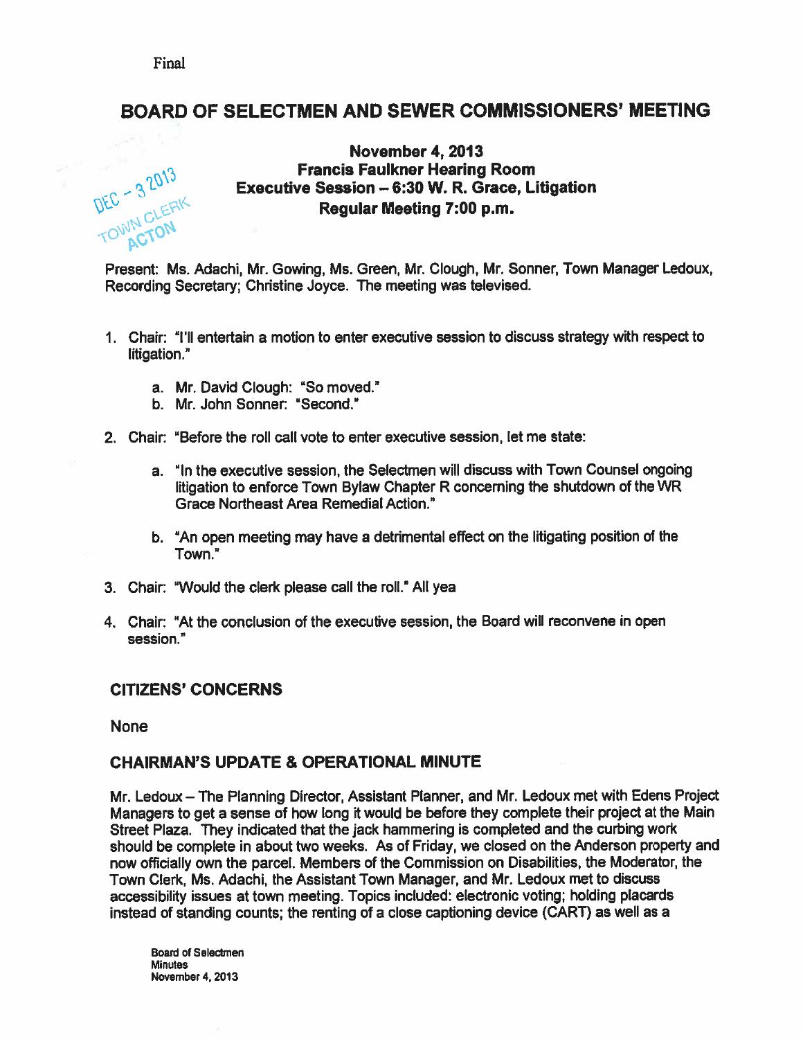Final

# BOARD OF SELECTMEN AND SEWER COMMISSIONERS' MEETING

**November 4, 2013**
**Francis Faulkner Hearing Room**
**Executive Session – 6:30 W. R. Grace, Litigation**
**Regular Meeting 7:00 p.m.**

DEC - 3 2013
TOWN CLERK
ACTON

Present: Ms. Adachi, Mr. Gowing, Ms. Green, Mr. Clough, Mr. Sonner, Town Manager Ledoux, Recording Secretary; Christine Joyce. The meeting was televised.

1. Chair: "I'll entertain a motion to enter executive session to discuss strategy with respect to litigation."
   a. Mr. David Clough: "So moved."
   b. Mr. John Sonner: "Second."
2. Chair: "Before the roll call vote to enter executive session, let me state:
   a. "In the executive session, the Selectmen will discuss with Town Counsel ongoing litigation to enforce Town Bylaw Chapter R concerning the shutdown of the WR Grace Northeast Area Remedial Action."
   b. "An open meeting may have a detrimental effect on the litigating position of the Town."
3. Chair: "Would the clerk please call the roll." All yea
4. Chair: "At the conclusion of the executive session, the Board will reconvene in open session."

## CITIZENS' CONCERNS

None

## CHAIRMAN'S UPDATE & OPERATIONAL MINUTE

Mr. Ledoux – The Planning Director, Assistant Planner, and Mr. Ledoux met with Edens Project Managers to get a sense of how long it would be before they complete their project at the Main Street Plaza. They indicated that the jack hammering is completed and the curbing work should be complete in about two weeks. As of Friday, we closed on the Anderson property and now officially own the parcel. Members of the Commission on Disabilities, the Moderator, the Town Clerk, Ms. Adachi, the Assistant Town Manager, and Mr. Ledoux met to discuss accessibility issues at town meeting. Topics included: electronic voting; holding placards instead of standing counts; the renting of a close captioning device (CART) as well as a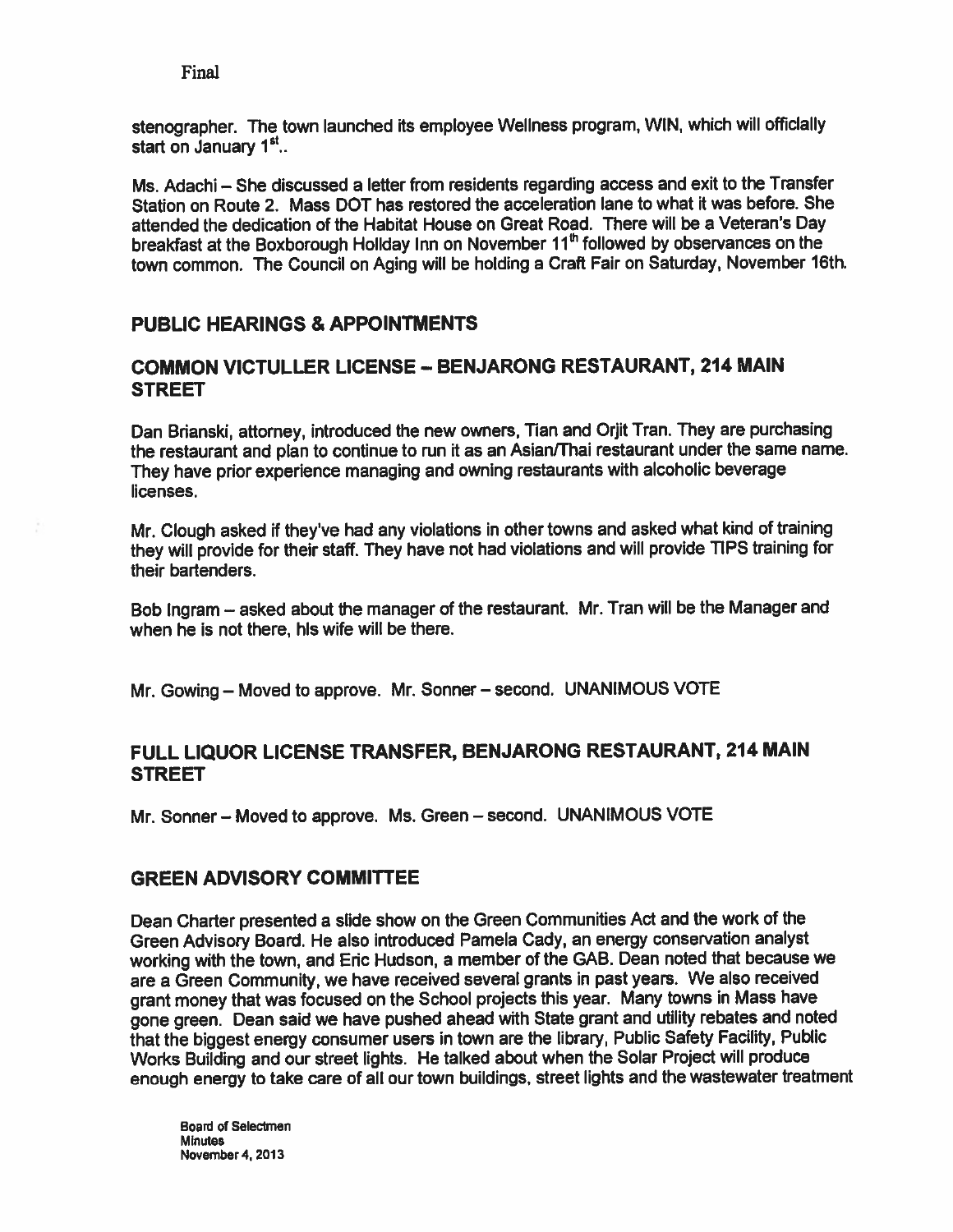stenographer. The town launched its employee Wellness program, WIN, which will officially start on January 1st..

Ms. Adachi – She discussed a letter from residents regarding access and exit to the Transfer Station on Route 2. Mass DOT has restored the acceleration lane to what it was before. She attended the dedication of the Habitat House on Great Road. There will be a Veteran's Day breakfast at the Boxborough Holiday Inn on November 11th followed by observances on the town common. The Council on Aging will be holding a Craft Fair on Saturday, November 16th.

## PUBLIC HEARINGS & APPOINTMENTS

## COMMON VICTULLER LICENSE – BENJARONG RESTAURANT, 214 MAIN STREET

Dan Brianski, attorney, introduced the new owners, Tian and Orjit Tran. They are purchasing the restaurant and plan to continue to run it as an Asian/Thai restaurant under the same name. They have prior experience managing and owning restaurants with alcoholic beverage licenses.

Mr. Clough asked if they've had any violations in other towns and asked what kind of training they will provide for their staff. They have not had violations and will provide TIPS training for their bartenders.

Bob Ingram – asked about the manager of the restaurant. Mr. Tran will be the Manager and when he is not there, his wife will be there.

Mr. Gowing – Moved to approve. Mr. Sonner – second. UNANIMOUS VOTE

## FULL LIQUOR LICENSE TRANSFER, BENJARONG RESTAURANT, 214 MAIN STREET

Mr. Sonner – Moved to approve. Ms. Green – second. UNANIMOUS VOTE

## GREEN ADVISORY COMMITTEE

Dean Charter presented a slide show on the Green Communities Act and the work of the Green Advisory Board. He also introduced Pamela Cady, an energy conservation analyst working with the town, and Eric Hudson, a member of the GAB. Dean noted that because we are a Green Community, we have received several grants in past years. We also received grant money that was focused on the School projects this year. Many towns in Mass have gone green. Dean said we have pushed ahead with State grant and utility rebates and noted that the biggest energy consumer users in town are the library, Public Safety Facility, Public Works Building and our street lights. He talked about when the Solar Project will produce enough energy to take care of all our town buildings, street lights and the wastewater treatment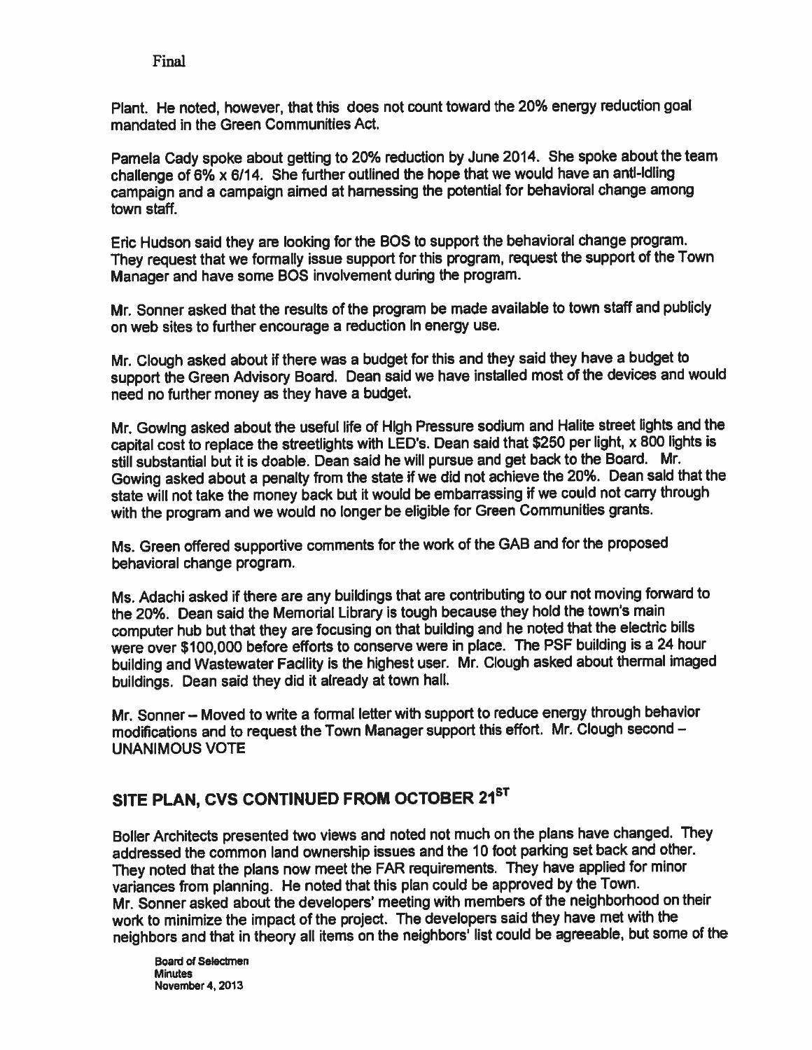Final

Plant. He noted, however, that this does not count toward the 20% energy reduction goal mandated in the Green Communities Act.

Pamela Cady spoke about getting to 20% reduction by June 2014. She spoke about the team challenge of 6% x 6/14. She further outlined the hope that we would have an anti-idling campaign and a campaign aimed at harnessing the potential for behavioral change among town staff.

Eric Hudson said they are looking for the BOS to support the behavioral change program. They request that we formally issue support for this program, request the support of the Town Manager and have some BOS involvement during the program.

Mr. Sonner asked that the results of the program be made available to town staff and publicly on web sites to further encourage a reduction in energy use.

Mr. Clough asked about if there was a budget for this and they said they have a budget to support the Green Advisory Board. Dean said we have installed most of the devices and would need no further money as they have a budget.

Mr. Gowing asked about the useful life of High Pressure sodium and Halite street lights and the capital cost to replace the streetlights with LED's. Dean said that $250 per light, x 800 lights is still substantial but it is doable. Dean said he will pursue and get back to the Board. Mr. Gowing asked about a penalty from the state if we did not achieve the 20%. Dean said that the state will not take the money back but it would be embarrassing if we could not carry through with the program and we would no longer be eligible for Green Communities grants.

Ms. Green offered supportive comments for the work of the GAB and for the proposed behavioral change program.

Ms. Adachi asked if there are any buildings that are contributing to our not moving forward to the 20%. Dean said the Memorial Library is tough because they hold the town's main computer hub but that they are focusing on that building and he noted that the electric bills were over $100,000 before efforts to conserve were in place. The PSF building is a 24 hour building and Wastewater Facility is the highest user. Mr. Clough asked about thermal imaged buildings. Dean said they did it already at town hall.

Mr. Sonner – Moved to write a formal letter with support to reduce energy through behavior modifications and to request the Town Manager support this effort. Mr. Clough second – UNANIMOUS VOTE

## SITE PLAN, CVS CONTINUED FROM OCTOBER 21ST

Boller Architects presented two views and noted not much on the plans have changed. They addressed the common land ownership issues and the 10 foot parking set back and other. They noted that the plans now meet the FAR requirements. They have applied for minor variances from planning. He noted that this plan could be approved by the Town.
Mr. Sonner asked about the developers' meeting with members of the neighborhood on their work to minimize the impact of the project. The developers said they have met with the neighbors and that in theory all items on the neighbors' list could be agreeable, but some of the

Board of Selectmen
Minutes
November 4, 2013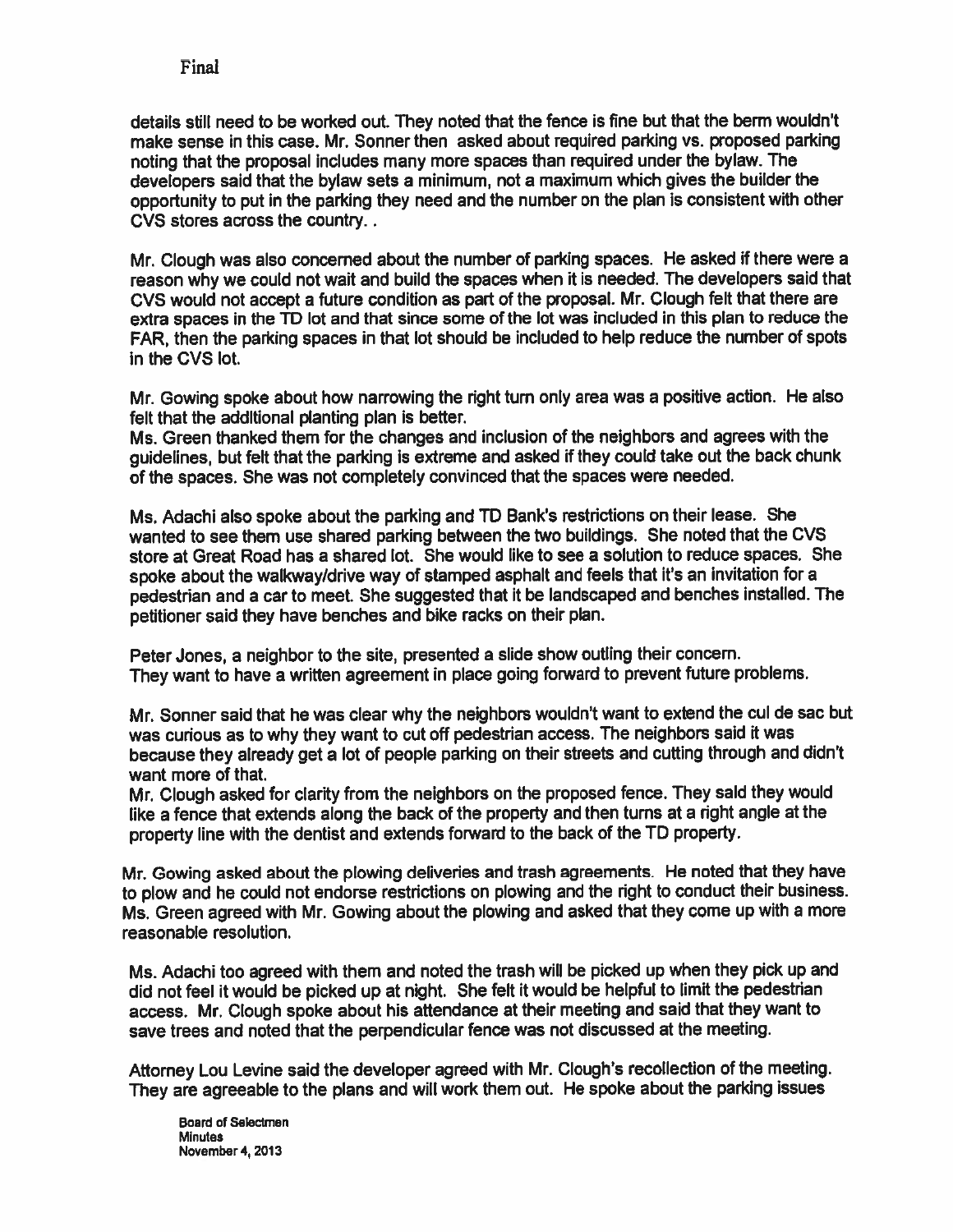details still need to be worked out. They noted that the fence is fine but that the berm wouldn't make sense in this case. Mr. Sonner then asked about required parking vs. proposed parking noting that the proposal includes many more spaces than required under the bylaw. The developers said that the bylaw sets a minimum, not a maximum which gives the builder the opportunity to put in the parking they need and the number on the plan is consistent with other CVS stores across the country. .

Mr. Clough was also concerned about the number of parking spaces. He asked if there were a reason why we could not wait and build the spaces when it is needed. The developers said that CVS would not accept a future condition as part of the proposal. Mr. Clough felt that there are extra spaces in the TD lot and that since some of the lot was included in this plan to reduce the FAR, then the parking spaces in that lot should be included to help reduce the number of spots in the CVS lot.

Mr. Gowing spoke about how narrowing the right turn only area was a positive action. He also felt that the additional planting plan is better.
Ms. Green thanked them for the changes and inclusion of the neighbors and agrees with the guidelines, but felt that the parking is extreme and asked if they could take out the back chunk of the spaces. She was not completely convinced that the spaces were needed.

Ms. Adachi also spoke about the parking and TD Bank's restrictions on their lease. She wanted to see them use shared parking between the two buildings. She noted that the CVS store at Great Road has a shared lot. She would like to see a solution to reduce spaces. She spoke about the walkway/drive way of stamped asphalt and feels that it's an invitation for a pedestrian and a car to meet. She suggested that it be landscaped and benches installed. The petitioner said they have benches and bike racks on their plan.

Peter Jones, a neighbor to the site, presented a slide show outling their concern.
They want to have a written agreement in place going forward to prevent future problems.

Mr. Sonner said that he was clear why the neighbors wouldn't want to extend the cul de sac but was curious as to why they want to cut off pedestrian access. The neighbors said it was because they already get a lot of people parking on their streets and cutting through and didn't want more of that.
Mr. Clough asked for clarity from the neighbors on the proposed fence. They said they would like a fence that extends along the back of the property and then turns at a right angle at the property line with the dentist and extends forward to the back of the TD property.

Mr. Gowing asked about the plowing deliveries and trash agreements. He noted that they have to plow and he could not endorse restrictions on plowing and the right to conduct their business. Ms. Green agreed with Mr. Gowing about the plowing and asked that they come up with a more reasonable resolution.

Ms. Adachi too agreed with them and noted the trash will be picked up when they pick up and did not feel it would be picked up at night. She felt it would be helpful to limit the pedestrian access. Mr. Clough spoke about his attendance at their meeting and said that they want to save trees and noted that the perpendicular fence was not discussed at the meeting.

Attorney Lou Levine said the developer agreed with Mr. Clough's recollection of the meeting. They are agreeable to the plans and will work them out. He spoke about the parking issues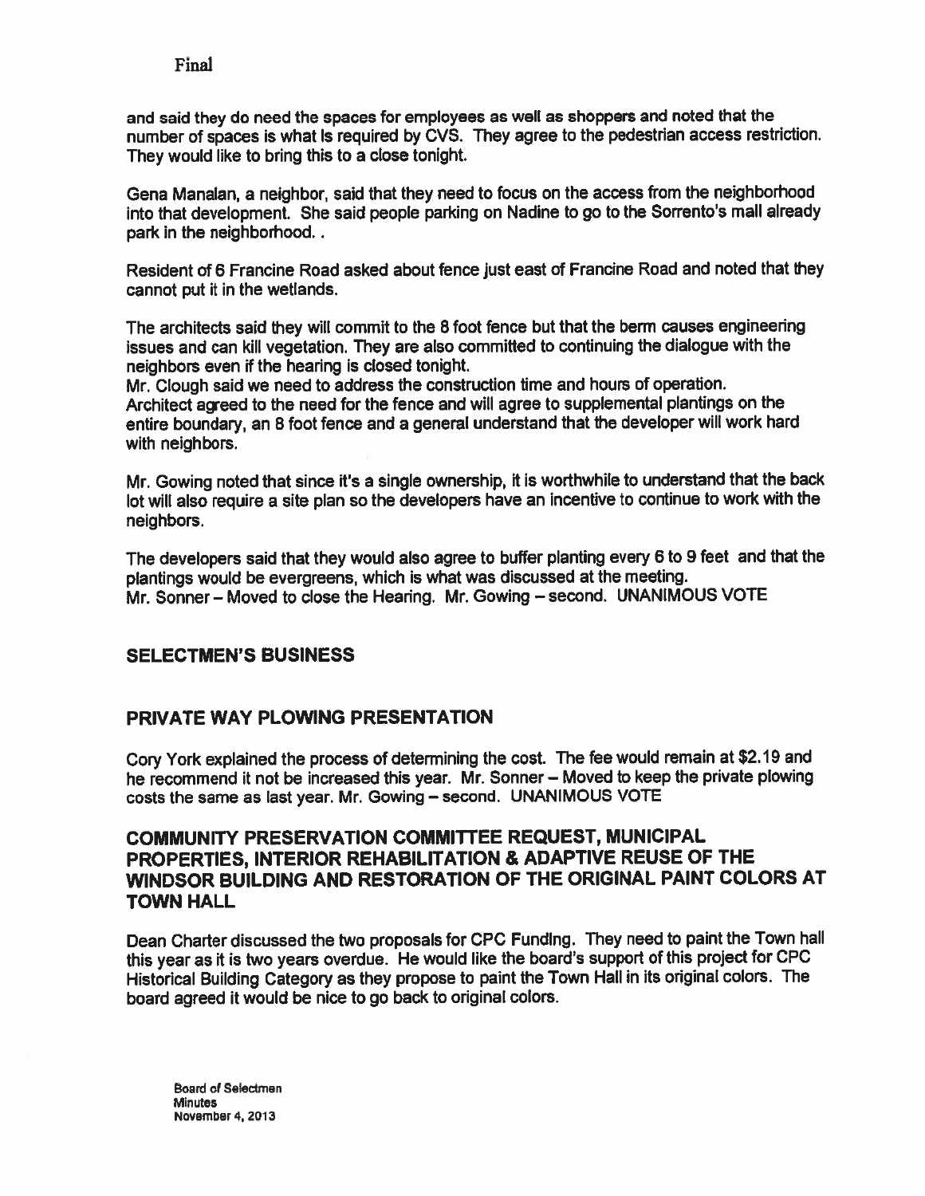Final

and said they do need the spaces for employees as well as shoppers and noted that the number of spaces is what is required by CVS. They agree to the pedestrian access restriction. They would like to bring this to a close tonight.

Gena Manalan, a neighbor, said that they need to focus on the access from the neighborhood into that development. She said people parking on Nadine to go to the Sorrento's mall already park in the neighborhood. .

Resident of 6 Francine Road asked about fence just east of Francine Road and noted that they cannot put it in the wetlands.

The architects said they will commit to the 8 foot fence but that the berm causes engineering issues and can kill vegetation. They are also committed to continuing the dialogue with the neighbors even if the hearing is closed tonight.
Mr. Clough said we need to address the construction time and hours of operation.
Architect agreed to the need for the fence and will agree to supplemental plantings on the entire boundary, an 8 foot fence and a general understand that the developer will work hard with neighbors.

Mr. Gowing noted that since it's a single ownership, it is worthwhile to understand that the back lot will also require a site plan so the developers have an incentive to continue to work with the neighbors.

The developers said that they would also agree to buffer planting every 6 to 9 feet and that the plantings would be evergreens, which is what was discussed at the meeting.
Mr. Sonner – Moved to close the Hearing. Mr. Gowing – second. UNANIMOUS VOTE

## SELECTMEN'S BUSINESS

## PRIVATE WAY PLOWING PRESENTATION

Cory York explained the process of determining the cost. The fee would remain at $2.19 and he recommend it not be increased this year. Mr. Sonner – Moved to keep the private plowing costs the same as last year. Mr. Gowing – second. UNANIMOUS VOTE

## COMMUNITY PRESERVATION COMMITTEE REQUEST, MUNICIPAL PROPERTIES, INTERIOR REHABILITATION & ADAPTIVE REUSE OF THE WINDSOR BUILDING AND RESTORATION OF THE ORIGINAL PAINT COLORS AT TOWN HALL

Dean Charter discussed the two proposals for CPC Funding. They need to paint the Town hall this year as it is two years overdue. He would like the board's support of this project for CPC Historical Building Category as they propose to paint the Town Hall in its original colors. The board agreed it would be nice to go back to original colors.

Board of Selectmen
Minutes
November 4, 2013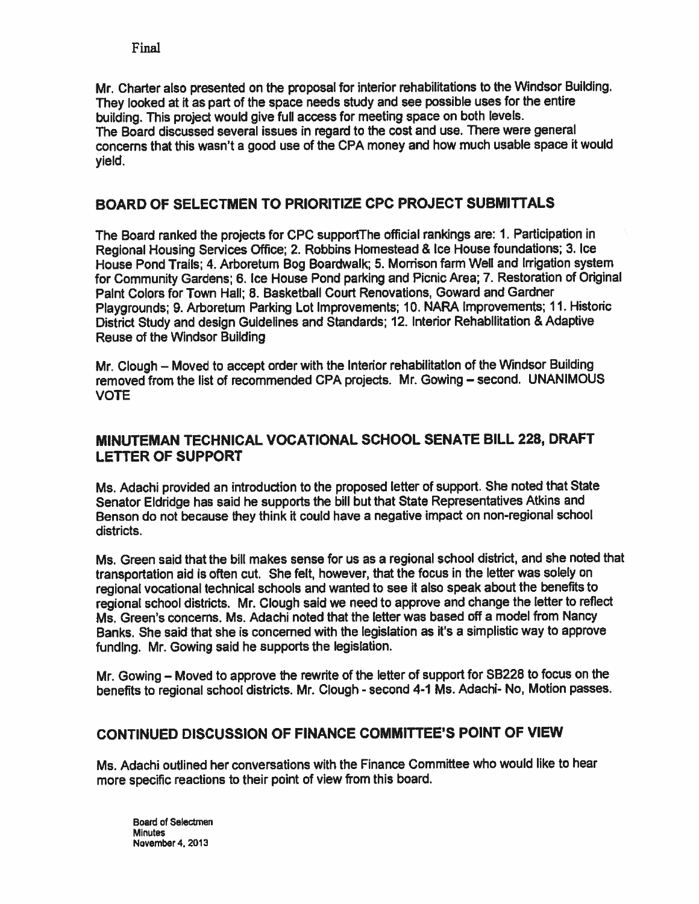Final

Mr. Charter also presented on the proposal for interior rehabilitations to the Windsor Building. They looked at it as part of the space needs study and see possible uses for the entire building. This project would give full access for meeting space on both levels.
The Board discussed several issues in regard to the cost and use. There were general concerns that this wasn't a good use of the CPA money and how much usable space it would yield.

## BOARD OF SELECTMEN TO PRIORITIZE CPC PROJECT SUBMITTALS

The Board ranked the projects for CPC supportThe official rankings are: 1. Participation in Regional Housing Services Office; 2. Robbins Homestead & Ice House foundations; 3. Ice House Pond Trails; 4. Arboretum Bog Boardwalk; 5. Morrison farm Well and Irrigation system for Community Gardens; 6. Ice House Pond parking and Picnic Area; 7. Restoration of Original Paint Colors for Town Hall; 8. Basketball Court Renovations, Goward and Gardner Playgrounds; 9. Arboretum Parking Lot Improvements; 10. NARA Improvements; 11. Historic District Study and design Guidelines and Standards; 12. Interior Rehabilitation & Adaptive Reuse of the Windsor Building

Mr. Clough – Moved to accept order with the Interior rehabilitation of the Windsor Building removed from the list of recommended CPA projects. Mr. Gowing – second. UNANIMOUS VOTE

## MINUTEMAN TECHNICAL VOCATIONAL SCHOOL SENATE BILL 228, DRAFT LETTER OF SUPPORT

Ms. Adachi provided an introduction to the proposed letter of support. She noted that State Senator Eldridge has said he supports the bill but that State Representatives Atkins and Benson do not because they think it could have a negative impact on non-regional school districts.

Ms. Green said that the bill makes sense for us as a regional school district, and she noted that transportation aid is often cut. She felt, however, that the focus in the letter was solely on regional vocational technical schools and wanted to see it also speak about the benefits to regional school districts. Mr. Clough said we need to approve and change the letter to reflect Ms. Green's concerns. Ms. Adachi noted that the letter was based off a model from Nancy Banks. She said that she is concerned with the legislation as it's a simplistic way to approve funding. Mr. Gowing said he supports the legislation.

Mr. Gowing – Moved to approve the rewrite of the letter of support for SB228 to focus on the benefits to regional school districts. Mr. Clough - second 4-1 Ms. Adachi- No, Motion passes.

## CONTINUED DISCUSSION OF FINANCE COMMITTEE'S POINT OF VIEW

Ms. Adachi outlined her conversations with the Finance Committee who would like to hear more specific reactions to their point of view from this board.

Board of Selectmen
Minutes
November 4, 2013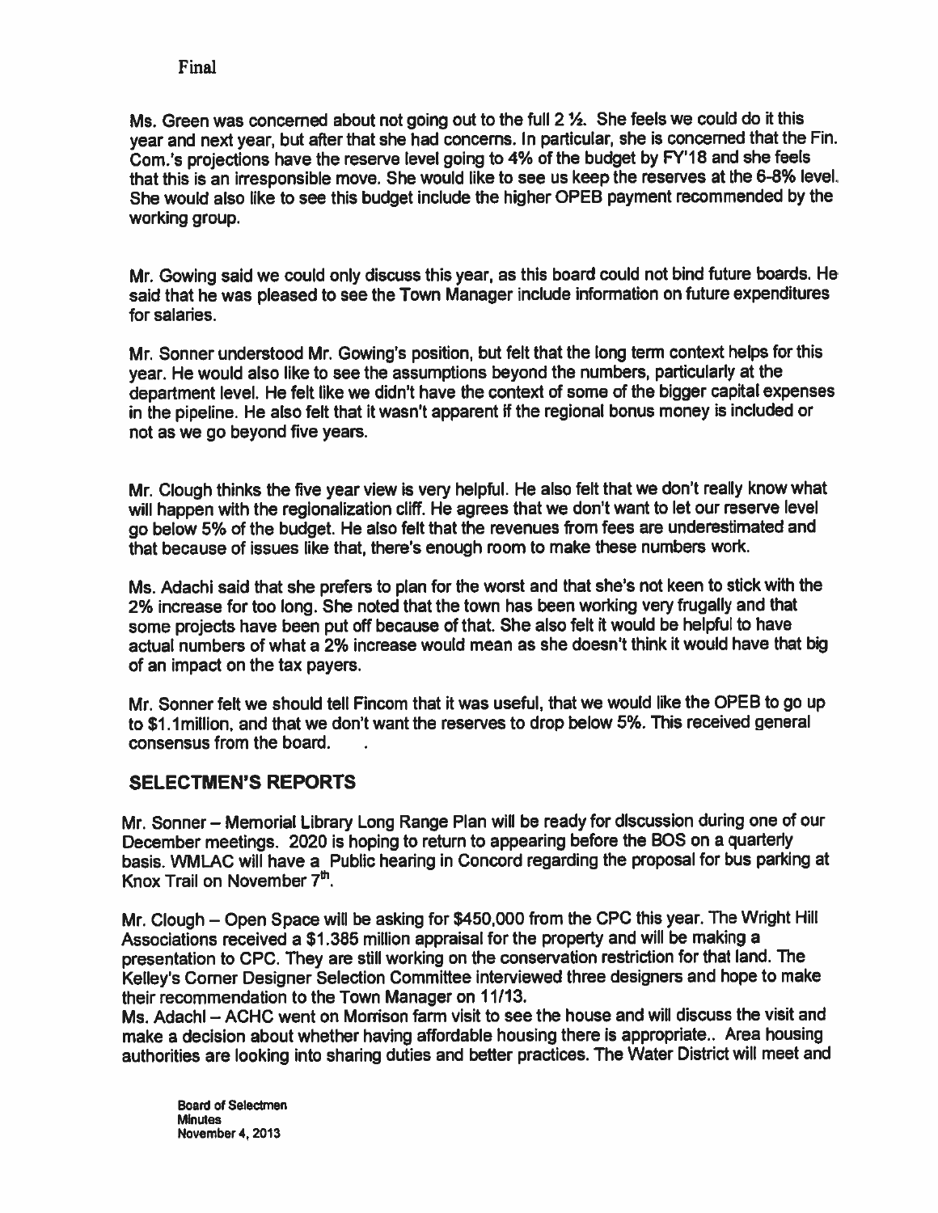Final

Ms. Green was concerned about not going out to the full 2 ½. She feels we could do it this year and next year, but after that she had concerns. In particular, she is concerned that the Fin. Com.'s projections have the reserve level going to 4% of the budget by FY'18 and she feels that this is an irresponsible move. She would like to see us keep the reserves at the 6-8% level. She would also like to see this budget include the higher OPEB payment recommended by the working group.

Mr. Gowing said we could only discuss this year, as this board could not bind future boards. He said that he was pleased to see the Town Manager include information on future expenditures for salaries.

Mr. Sonner understood Mr. Gowing's position, but felt that the long term context helps for this year. He would also like to see the assumptions beyond the numbers, particularly at the department level. He felt like we didn't have the context of some of the bigger capital expenses in the pipeline. He also felt that it wasn't apparent if the regional bonus money is included or not as we go beyond five years.

Mr. Clough thinks the five year view is very helpful. He also felt that we don't really know what will happen with the regionalization cliff. He agrees that we don't want to let our reserve level go below 5% of the budget. He also felt that the revenues from fees are underestimated and that because of issues like that, there's enough room to make these numbers work.

Ms. Adachi said that she prefers to plan for the worst and that she's not keen to stick with the 2% increase for too long. She noted that the town has been working very frugally and that some projects have been put off because of that. She also felt it would be helpful to have actual numbers of what a 2% increase would mean as she doesn't think it would have that big of an impact on the tax payers.

Mr. Sonner felt we should tell Fincom that it was useful, that we would like the OPEB to go up to $1.1million, and that we don't want the reserves to drop below 5%. This received general consensus from the board.

## SELECTMEN'S REPORTS

Mr. Sonner – Memorial Library Long Range Plan will be ready for discussion during one of our December meetings. 2020 is hoping to return to appearing before the BOS on a quarterly basis. WMLAC will have a Public hearing in Concord regarding the proposal for bus parking at Knox Trail on November 7th.

Mr. Clough – Open Space will be asking for $450,000 from the CPC this year. The Wright Hill Associations received a $1.385 million appraisal for the property and will be making a presentation to CPC. They are still working on the conservation restriction for that land. The Kelley's Corner Designer Selection Committee interviewed three designers and hope to make their recommendation to the Town Manager on 11/13.

Ms. Adachi – ACHC went on Morrison farm visit to see the house and will discuss the visit and make a decision about whether having affordable housing there is appropriate.. Area housing authorities are looking into sharing duties and better practices. The Water District will meet and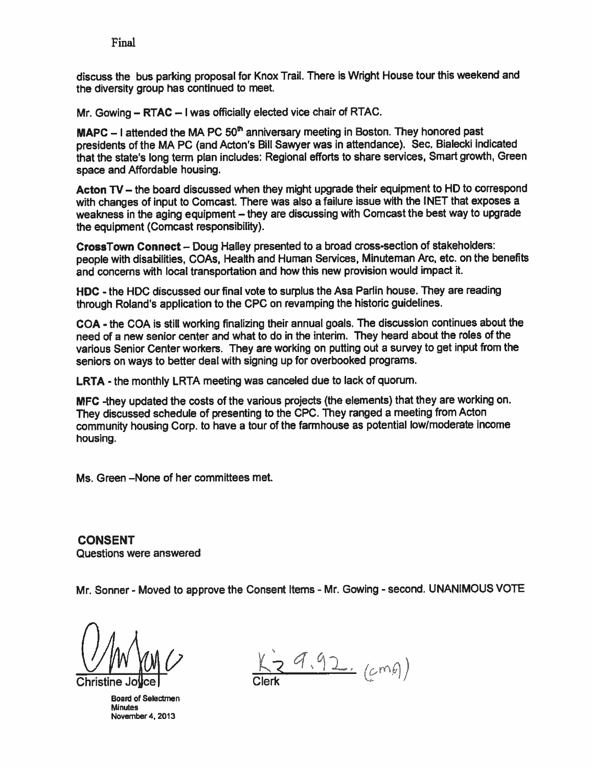Final

discuss the bus parking proposal for Knox Trail. There is Wright House tour this weekend and the diversity group has continued to meet.

Mr. Gowing – **RTAC** – I was officially elected vice chair of RTAC.

**MAPC** – I attended the MA PC 50th anniversary meeting in Boston. They honored past presidents of the MA PC (and Acton's Bill Sawyer was in attendance). Sec. Bialecki indicated that the state's long term plan includes: Regional efforts to share services, Smart growth, Green space and Affordable housing.

**Acton TV** – the board discussed when they might upgrade their equipment to HD to correspond with changes of input to Comcast. There was also a failure issue with the INET that exposes a weakness in the aging equipment – they are discussing with Comcast the best way to upgrade the equipment (Comcast responsibility).

**CrossTown Connect** – Doug Halley presented to a broad cross-section of stakeholders: people with disabilities, COAs, Health and Human Services, Minuteman Arc, etc. on the benefits and concerns with local transportation and how this new provision would impact it.

**HDC** - the HDC discussed our final vote to surplus the Asa Parlin house. They are reading through Roland's application to the CPC on revamping the historic guidelines.

**COA** - the COA is still working finalizing their annual goals. The discussion continues about the need of a new senior center and what to do in the interim. They heard about the roles of the various Senior Center workers. They are working on putting out a survey to get input from the seniors on ways to better deal with signing up for overbooked programs.

**LRTA** - the monthly LRTA meeting was canceled due to lack of quorum.

**MFC** -they updated the costs of the various projects (the elements) that they are working on. They discussed schedule of presenting to the CPC. They ranged a meeting from Acton community housing Corp. to have a tour of the farmhouse as potential low/moderate income housing.

Ms. Green –None of her committees met.

**CONSENT**

Questions were answered

Mr. Sonner - Moved to approve the Consent Items - Mr. Gowing - second. UNANIMOUS VOTE

Christine Joyce

Clerk

Board of Selectmen
Minutes
November 4, 2013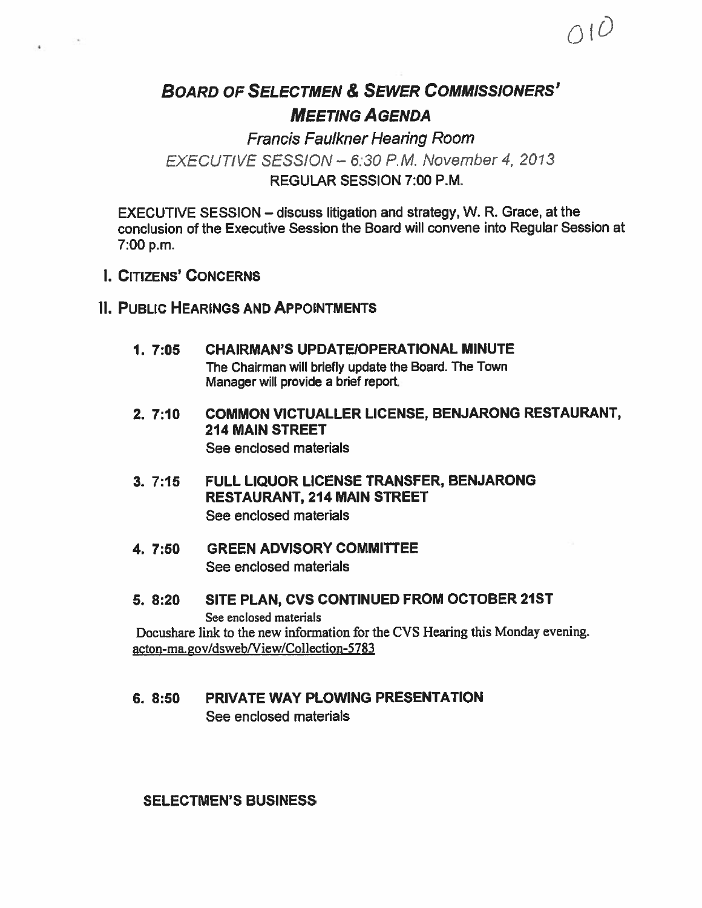010

# BOARD OF SELECTMEN & SEWER COMMISSIONERS' MEETING AGENDA

*Francis Faulkner Hearing Room*

*EXECUTIVE SESSION – 6:30 P.M. November 4, 2013*

REGULAR SESSION 7:00 P.M.

EXECUTIVE SESSION – discuss litigation and strategy, W. R. Grace, at the conclusion of the Executive Session the Board will convene into Regular Session at 7:00 p.m.

## I. CITIZENS' CONCERNS

## II. PUBLIC HEARINGS AND APPOINTMENTS

1. **7:05 CHAIRMAN'S UPDATE/OPERATIONAL MINUTE**
   The Chairman will briefly update the Board. The Town Manager will provide a brief report.

2. **7:10 COMMON VICTUALLER LICENSE, BENJARONG RESTAURANT, 214 MAIN STREET**
   See enclosed materials

3. **7:15 FULL LIQUOR LICENSE TRANSFER, BENJARONG RESTAURANT, 214 MAIN STREET**
   See enclosed materials

4. **7:50 GREEN ADVISORY COMMITTEE**
   See enclosed materials

5. **8:20 SITE PLAN, CVS CONTINUED FROM OCTOBER 21ST**
   See enclosed materials
   Docushare link to the new information for the CVS Hearing this Monday evening.
   acton-ma.gov/dsweb/View/Collection-5783

6. **8:50 PRIVATE WAY PLOWING PRESENTATION**
   See enclosed materials

**SELECTMEN'S BUSINESS**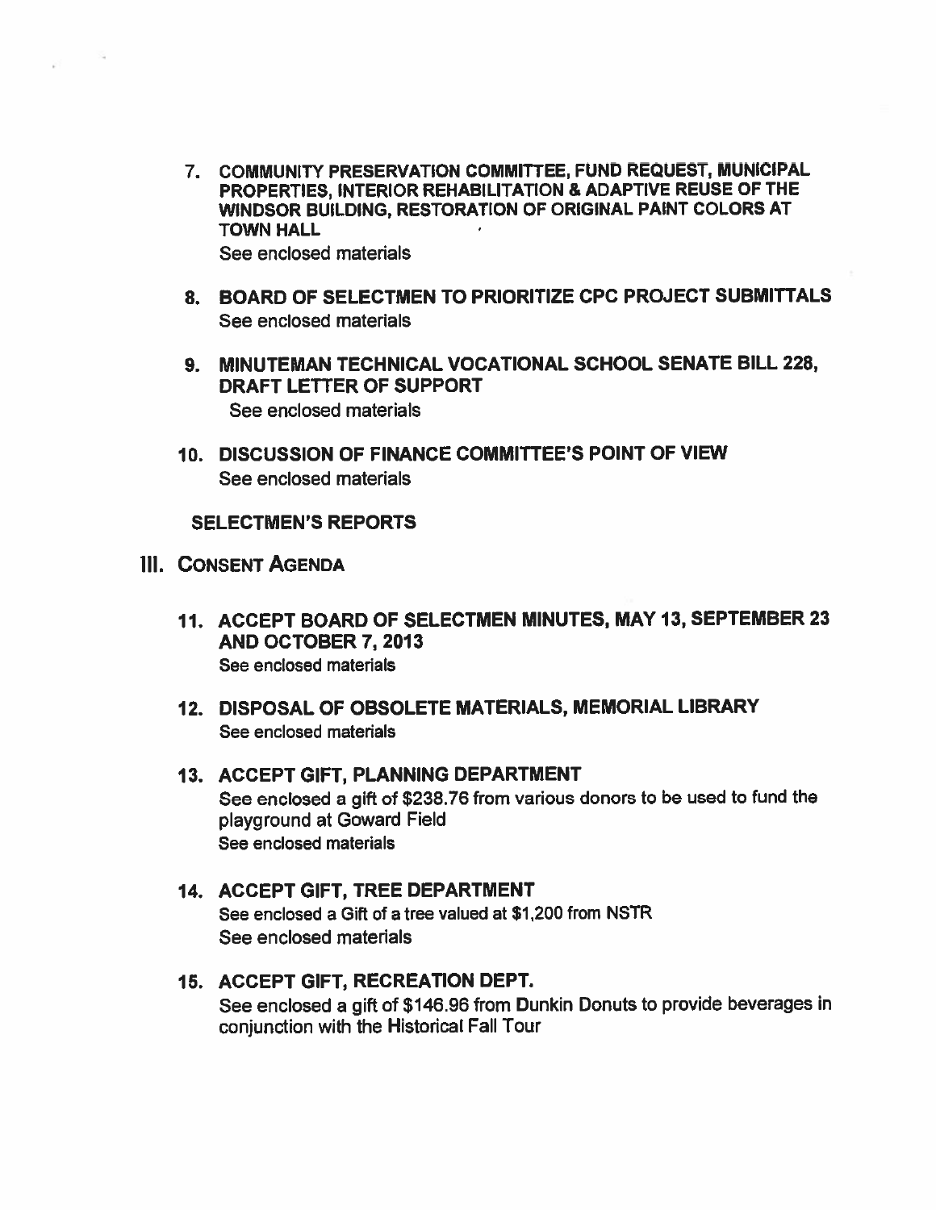7. **COMMUNITY PRESERVATION COMMITTEE, FUND REQUEST, MUNICIPAL PROPERTIES, INTERIOR REHABILITATION & ADAPTIVE REUSE OF THE WINDSOR BUILDING, RESTORATION OF ORIGINAL PAINT COLORS AT TOWN HALL**
   See enclosed materials

8. **BOARD OF SELECTMEN TO PRIORITIZE CPC PROJECT SUBMITTALS**
   See enclosed materials

9. **MINUTEMAN TECHNICAL VOCATIONAL SCHOOL SENATE BILL 228, DRAFT LETTER OF SUPPORT**
   See enclosed materials

10. **DISCUSSION OF FINANCE COMMITTEE'S POINT OF VIEW**
    See enclosed materials

**SELECTMEN'S REPORTS**

## III. CONSENT AGENDA

11. **ACCEPT BOARD OF SELECTMEN MINUTES, MAY 13, SEPTEMBER 23 AND OCTOBER 7, 2013**
    See enclosed materials

12. **DISPOSAL OF OBSOLETE MATERIALS, MEMORIAL LIBRARY**
    See enclosed materials

13. **ACCEPT GIFT, PLANNING DEPARTMENT**
    See enclosed a gift of $238.76 from various donors to be used to fund the playground at Goward Field
    See enclosed materials

14. **ACCEPT GIFT, TREE DEPARTMENT**
    See enclosed a Gift of a tree valued at $1,200 from NSTR
    See enclosed materials

15. **ACCEPT GIFT, RECREATION DEPT.**
    See enclosed a gift of $146.96 from Dunkin Donuts to provide beverages in conjunction with the Historical Fall Tour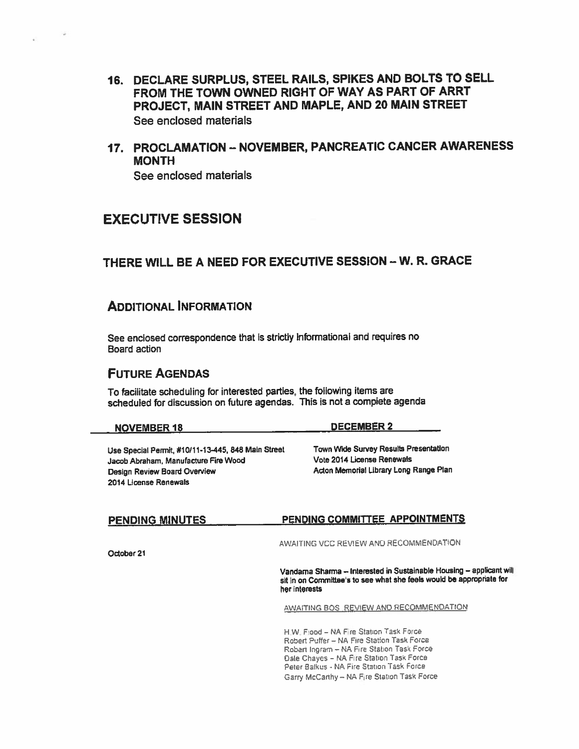## 16. DECLARE SURPLUS, STEEL RAILS, SPIKES AND BOLTS TO SELL FROM THE TOWN OWNED RIGHT OF WAY AS PART OF ARRT PROJECT, MAIN STREET AND MAPLE, AND 20 MAIN STREET

See enclosed materials

## 17. PROCLAMATION – NOVEMBER, PANCREATIC CANCER AWARENESS MONTH

See enclosed materials

# EXECUTIVE SESSION

## THERE WILL BE A NEED FOR EXECUTIVE SESSION – W. R. GRACE

## ADDITIONAL INFORMATION

See enclosed correspondence that is strictly informational and requires no Board action

## FUTURE AGENDAS

To facilitate scheduling for interested parties, the following items are scheduled for discussion on future agendas. This is not a complete agenda

| NOVEMBER 18 | DECEMBER 2 |
|---|---|
| Use Special Permit, #10/11-13-445, 848 Main Street | Town Wide Survey Results Presentation |
| Jacob Abraham, Manufacture Fire Wood | Vote 2014 License Renewals |
| Design Review Board Overview | Acton Memorial Library Long Range Plan |
| 2014 License Renewals | |

| PENDING MINUTES | PENDING COMMITTEE APPOINTMENTS |
|---|---|
| October 21 | AWAITING VCC REVIEW AND RECOMMENDATION |
| | Vandama Sharma – Interested in Sustainable Housing – applicant will sit in on Committee's to see what she feels would be appropriate for her interests |
| | AWAITING BOS REVIEW AND RECOMMENDATION |
| | H.W. Flood – NA Fire Station Task Force |
| | Robert Puffer – NA Fire Station Task Force |
| | Robert Ingram – NA Fire Station Task Force |
| | Dale Chayes – NA Fire Station Task Force |
| | Peter Balkus - NA Fire Station Task Force |
| | Garry McCarthy – NA Fire Station Task Force |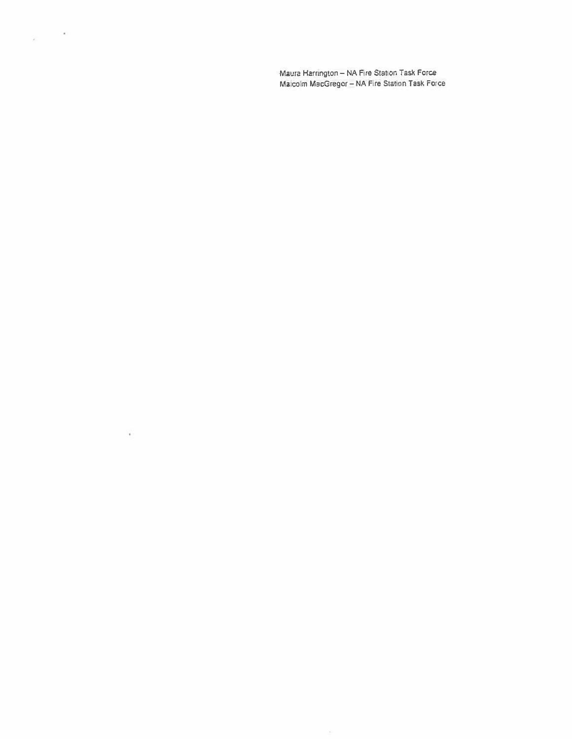Maura Harrington – NA Fire Station Task Force
Malcolm MacGregor – NA Fire Station Task Force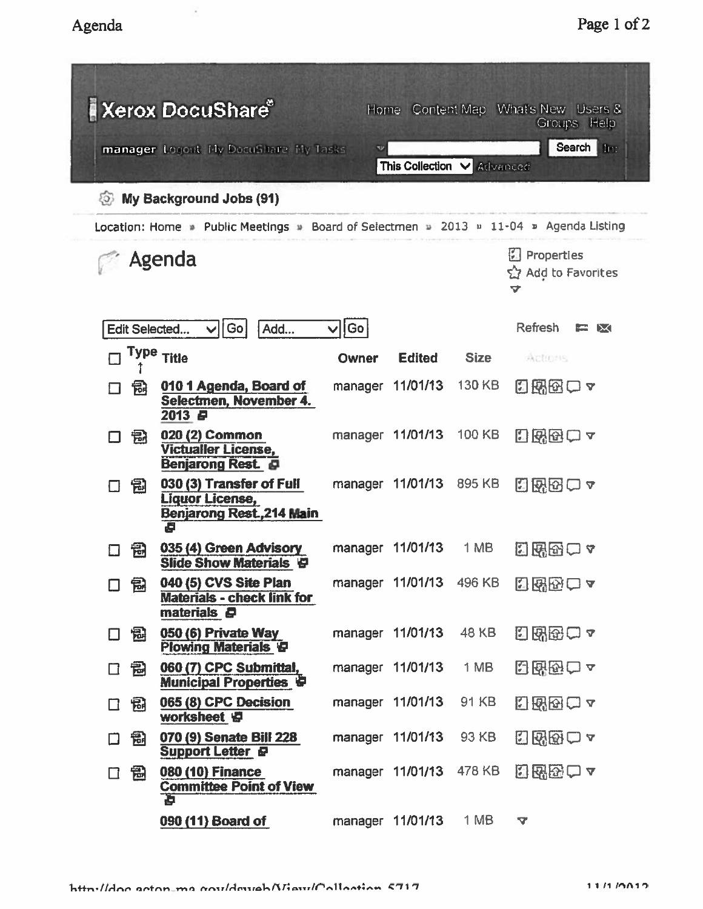Xerox DocuShare

Home Content Map What's New Users & Groups Help

manager Logout My DocuShare My Tasks

Search In: This Collection Advanced

My Background Jobs (91)

Location: Home » Public Meetings » Board of Selectmen » 2013 » 11-04 » Agenda Listing

# Agenda

Properties

Add to Favorites

Edit Selected... Go Add... Go Refresh

| Type | Title | Owner | Edited | Size | Actions |
|---|---|---|---|---|---|
| PDF | 010 1 Agenda, Board of Selectmen, November 4. 2013 | manager | 11/01/13 | 130 KB | |
| PDF | 020 (2) Common Victualler License, Benjarong Rest. | manager | 11/01/13 | 100 KB | |
| PDF | 030 (3) Transfer of Full Liquor License, Benjarong Rest.,214 Main | manager | 11/01/13 | 895 KB | |
| PDF | 035 (4) Green Advisory Slide Show Materials | manager | 11/01/13 | 1 MB | |
| PDF | 040 (5) CVS Site Plan Materials - check link for materials | manager | 11/01/13 | 496 KB | |
| PDF | 050 (6) Private Way Plowing Materials | manager | 11/01/13 | 48 KB | |
| PDF | 060 (7) CPC Submittal, Municipal Properties | manager | 11/01/13 | 1 MB | |
| PDF | 065 (8) CPC Decision worksheet | manager | 11/01/13 | 91 KB | |
| PDF | 070 (9) Senate Bill 228 Support Letter | manager | 11/01/13 | 93 KB | |
| PDF | 080 (10) Finance Committee Point of View | manager | 11/01/13 | 478 KB | |
| | 090 (11) Board of | manager | 11/01/13 | 1 MB | |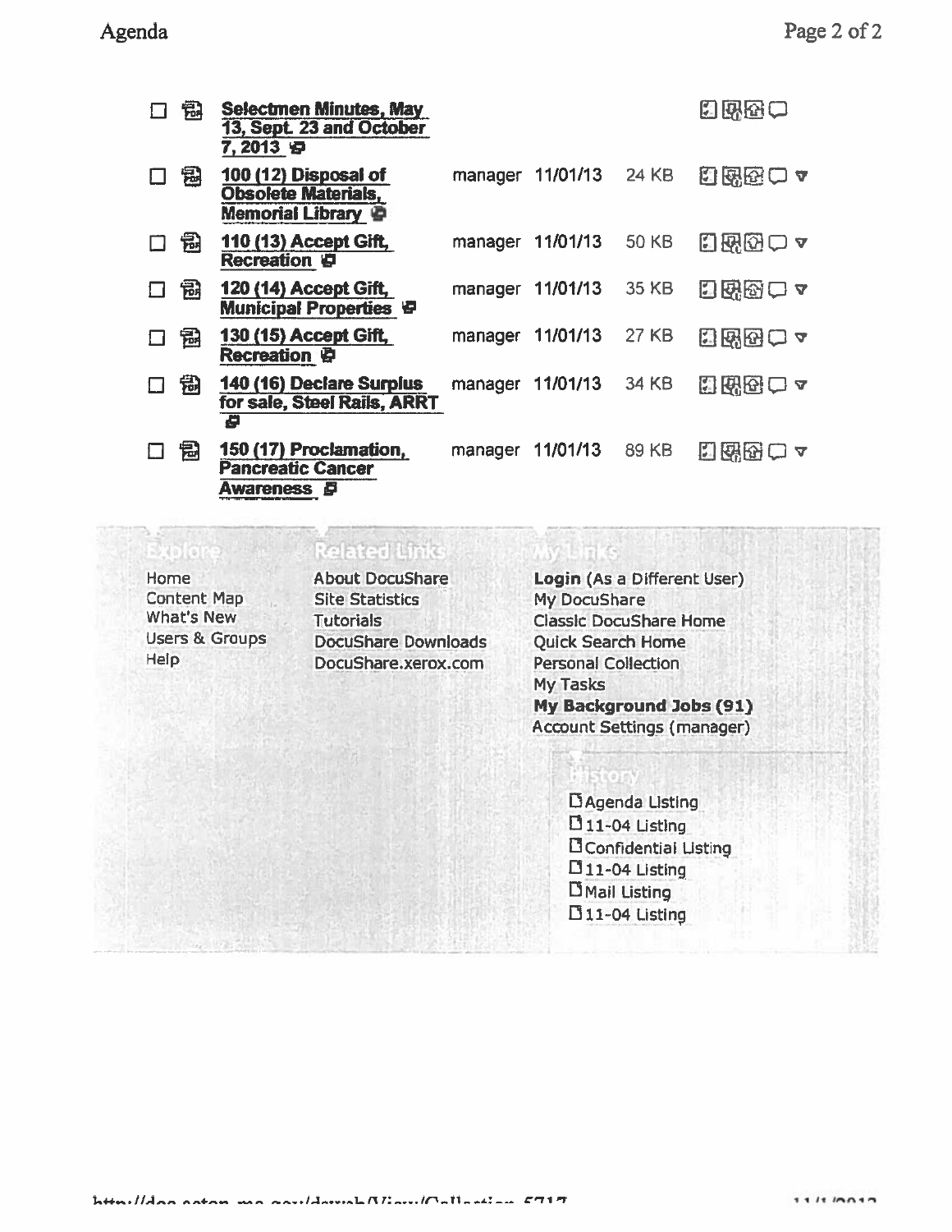| | | | | |
|---|---|---|---|---|
| Selectmen Minutes, May 13, Sept. 23 and October 7, 2013 | | | | |
| 100 (12) Disposal of Obsolete Materials, Memorial Library | manager | 11/01/13 | 24 KB | |
| 110 (13) Accept Gift, Recreation | manager | 11/01/13 | 50 KB | |
| 120 (14) Accept Gift, Municipal Properties | manager | 11/01/13 | 35 KB | |
| 130 (15) Accept Gift, Recreation | manager | 11/01/13 | 27 KB | |
| 140 (16) Declare Surplus for sale, Steel Rails, ARRT | manager | 11/01/13 | 34 KB | |
| 150 (17) Proclamation, Pancreatic Cancer Awareness | manager | 11/01/13 | 89 KB | |

**Explore**

Home
Content Map
What's New
Users & Groups
Help

**Related Links**

About DocuShare
Site Statistics
Tutorials
DocuShare Downloads
DocuShare.xerox.com

**My Links**

**Login** (As a Different User)
My DocuShare
Classic DocuShare Home
Quick Search Home
Personal Collection
My Tasks
**My Background Jobs (91)**
Account Settings (manager)

**History**

Agenda Listing
11-04 Listing
Confidential Listing
11-04 Listing
Mail Listing
11-04 Listing